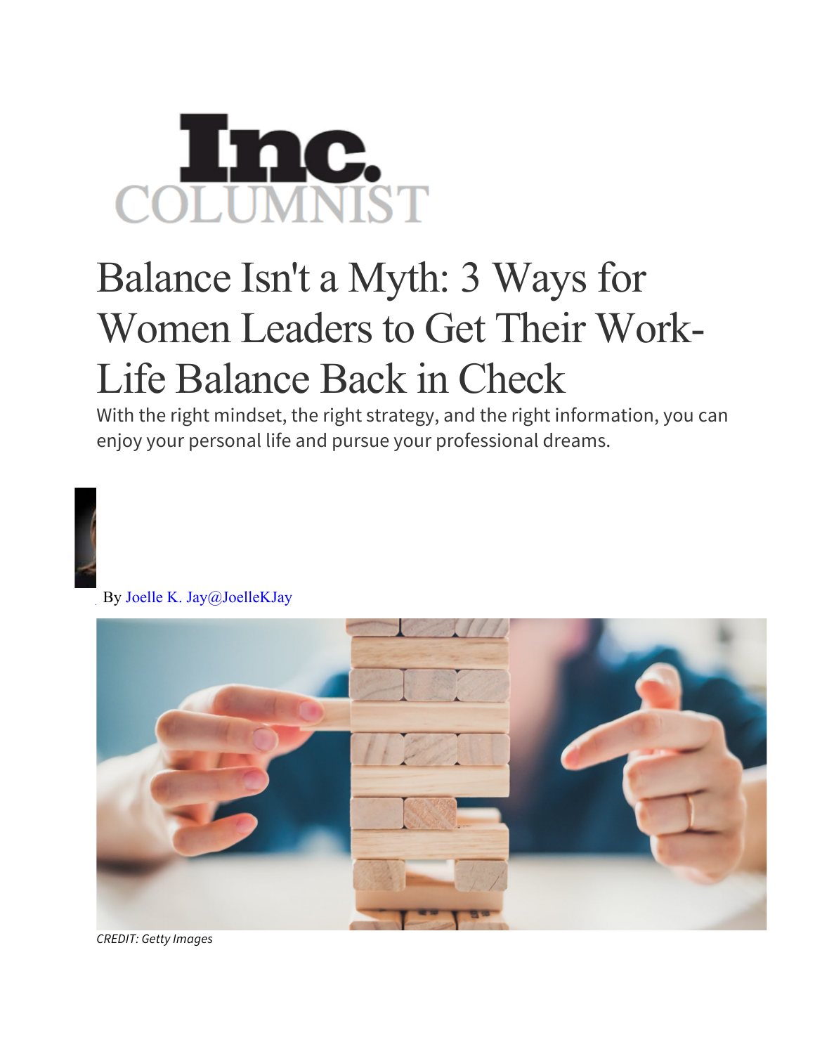Inc.
COLUMNIST

# Balance Isn't a Myth: 3 Ways for Women Leaders to Get Their Work-Life Balance Back in Check

With the right mindset, the right strategy, and the right information, you can enjoy your personal life and pursue your professional dreams.

By Joelle K. Jay@JoelleKJay

*CREDIT: Getty Images*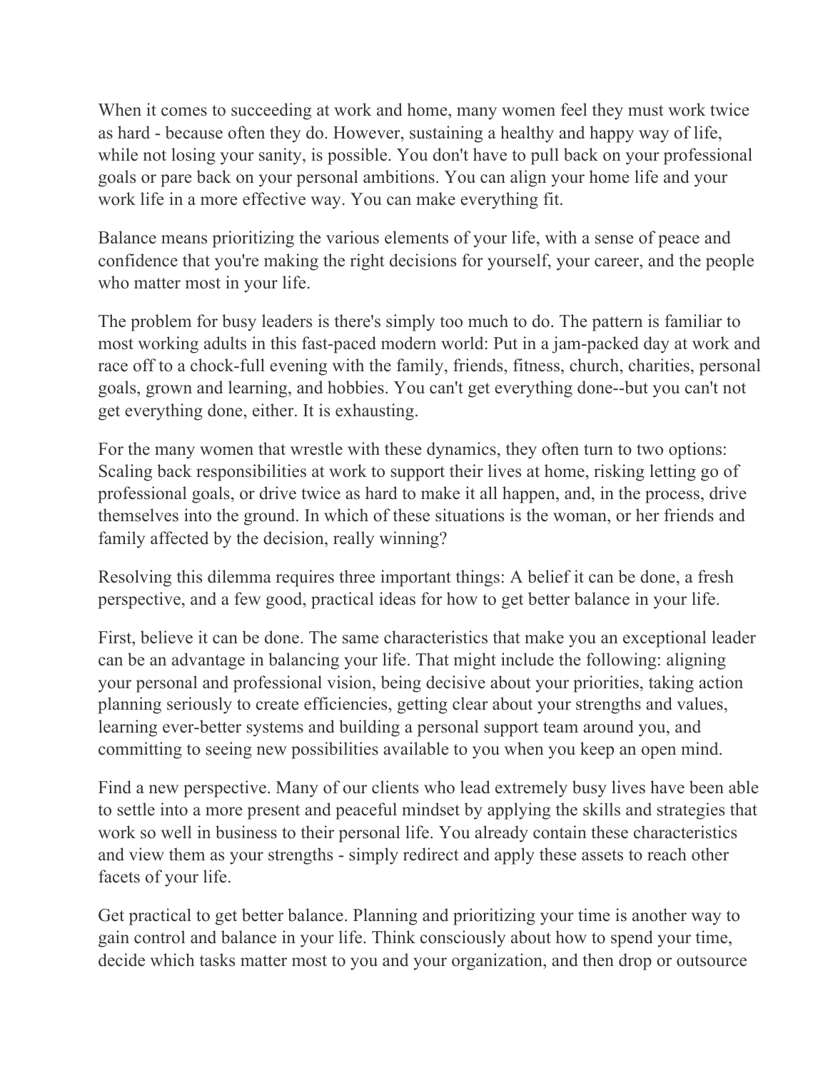When it comes to succeeding at work and home, many women feel they must work twice as hard - because often they do. However, sustaining a healthy and happy way of life, while not losing your sanity, is possible. You don't have to pull back on your professional goals or pare back on your personal ambitions. You can align your home life and your work life in a more effective way. You can make everything fit.

Balance means prioritizing the various elements of your life, with a sense of peace and confidence that you're making the right decisions for yourself, your career, and the people who matter most in your life.

The problem for busy leaders is there's simply too much to do. The pattern is familiar to most working adults in this fast-paced modern world: Put in a jam-packed day at work and race off to a chock-full evening with the family, friends, fitness, church, charities, personal goals, grown and learning, and hobbies. You can't get everything done--but you can't not get everything done, either. It is exhausting.

For the many women that wrestle with these dynamics, they often turn to two options: Scaling back responsibilities at work to support their lives at home, risking letting go of professional goals, or drive twice as hard to make it all happen, and, in the process, drive themselves into the ground. In which of these situations is the woman, or her friends and family affected by the decision, really winning?

Resolving this dilemma requires three important things: A belief it can be done, a fresh perspective, and a few good, practical ideas for how to get better balance in your life.

First, believe it can be done. The same characteristics that make you an exceptional leader can be an advantage in balancing your life. That might include the following: aligning your personal and professional vision, being decisive about your priorities, taking action planning seriously to create efficiencies, getting clear about your strengths and values, learning ever-better systems and building a personal support team around you, and committing to seeing new possibilities available to you when you keep an open mind.

Find a new perspective. Many of our clients who lead extremely busy lives have been able to settle into a more present and peaceful mindset by applying the skills and strategies that work so well in business to their personal life. You already contain these characteristics and view them as your strengths - simply redirect and apply these assets to reach other facets of your life.

Get practical to get better balance. Planning and prioritizing your time is another way to gain control and balance in your life. Think consciously about how to spend your time, decide which tasks matter most to you and your organization, and then drop or outsource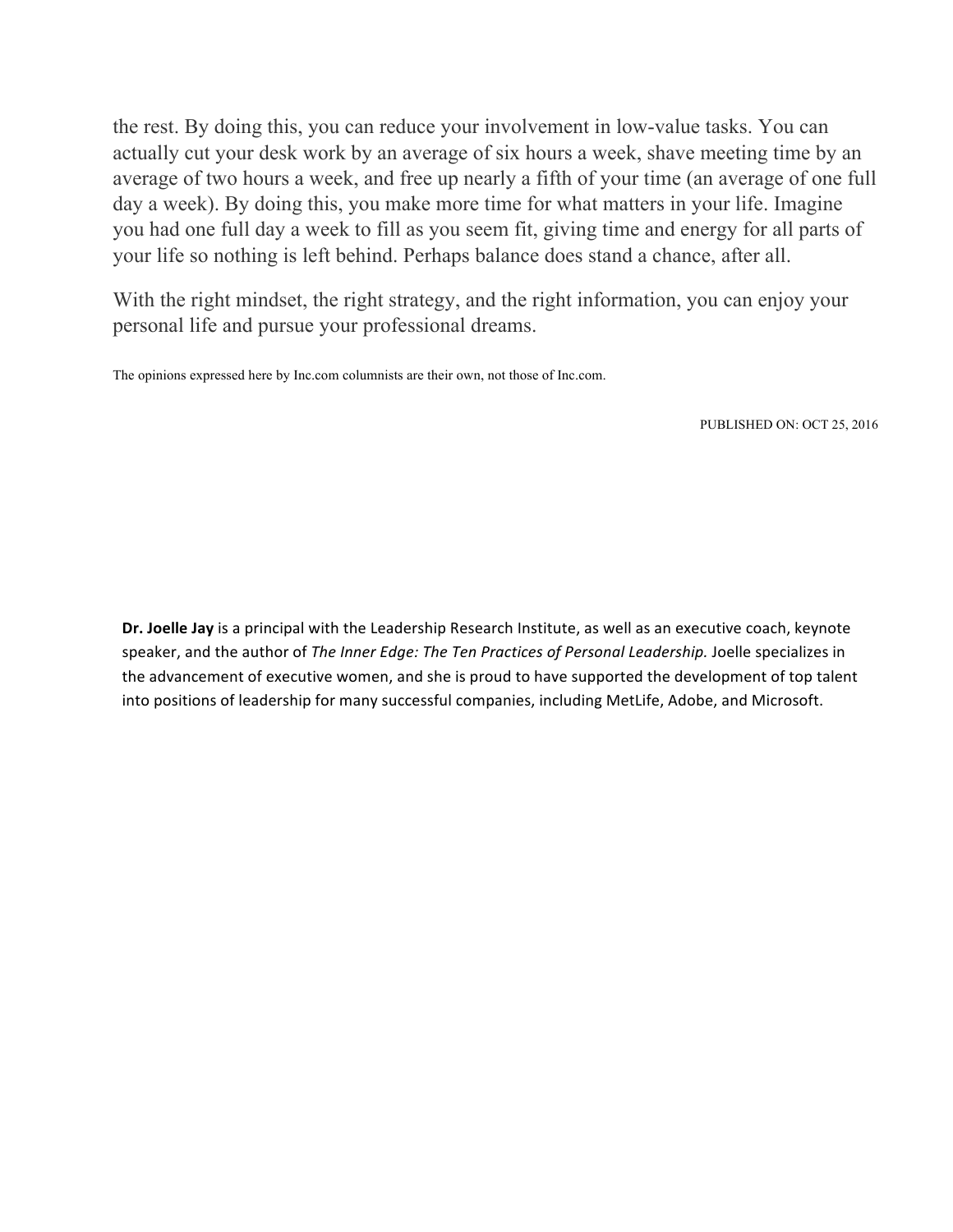the rest. By doing this, you can reduce your involvement in low-value tasks. You can actually cut your desk work by an average of six hours a week, shave meeting time by an average of two hours a week, and free up nearly a fifth of your time (an average of one full day a week). By doing this, you make more time for what matters in your life. Imagine you had one full day a week to fill as you seem fit, giving time and energy for all parts of your life so nothing is left behind. Perhaps balance does stand a chance, after all.

With the right mindset, the right strategy, and the right information, you can enjoy your personal life and pursue your professional dreams.

The opinions expressed here by Inc.com columnists are their own, not those of Inc.com.

PUBLISHED ON: OCT 25, 2016

**Dr. Joelle Jay** is a principal with the Leadership Research Institute, as well as an executive coach, keynote speaker, and the author of *The Inner Edge: The Ten Practices of Personal Leadership.* Joelle specializes in the advancement of executive women, and she is proud to have supported the development of top talent into positions of leadership for many successful companies, including MetLife, Adobe, and Microsoft.